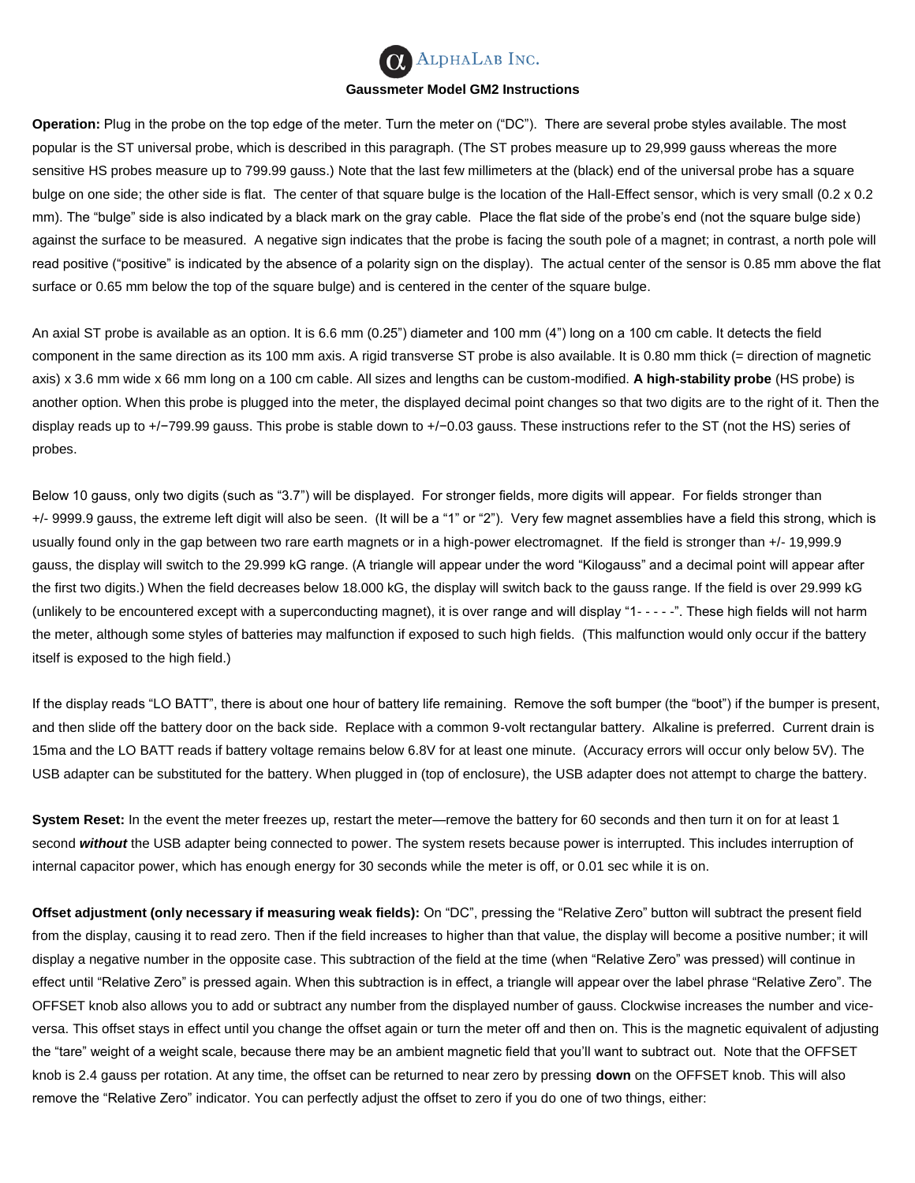# AlphaLab Inc.

## Gaussmeter Model GM2 Instructions

**Operation:** Plug in the probe on the top edge of the meter. Turn the meter on ("DC"). There are several probe styles available. The most popular is the ST universal probe, which is described in this paragraph. (The ST probes measure up to 29,999 gauss whereas the more sensitive HS probes measure up to 799.99 gauss.) Note that the last few millimeters at the (black) end of the universal probe has a square bulge on one side; the other side is flat. The center of that square bulge is the location of the Hall-Effect sensor, which is very small (0.2 x 0.2 mm). The "bulge" side is also indicated by a black mark on the gray cable. Place the flat side of the probe's end (not the square bulge side) against the surface to be measured. A negative sign indicates that the probe is facing the south pole of a magnet; in contrast, a north pole will read positive ("positive" is indicated by the absence of a polarity sign on the display). The actual center of the sensor is 0.85 mm above the flat surface or 0.65 mm below the top of the square bulge) and is centered in the center of the square bulge.

An axial ST probe is available as an option. It is 6.6 mm (0.25") diameter and 100 mm (4") long on a 100 cm cable. It detects the field component in the same direction as its 100 mm axis. A rigid transverse ST probe is also available. It is 0.80 mm thick (= direction of magnetic axis) x 3.6 mm wide x 66 mm long on a 100 cm cable. All sizes and lengths can be custom-modified. **A high-stability probe** (HS probe) is another option. When this probe is plugged into the meter, the displayed decimal point changes so that two digits are to the right of it. Then the display reads up to +/−799.99 gauss. This probe is stable down to +/−0.03 gauss. These instructions refer to the ST (not the HS) series of probes.

Below 10 gauss, only two digits (such as "3.7") will be displayed. For stronger fields, more digits will appear. For fields stronger than +/- 9999.9 gauss, the extreme left digit will also be seen. (It will be a "1" or "2"). Very few magnet assemblies have a field this strong, which is usually found only in the gap between two rare earth magnets or in a high-power electromagnet. If the field is stronger than +/- 19,999.9 gauss, the display will switch to the 29.999 kG range. (A triangle will appear under the word "Kilogauss" and a decimal point will appear after the first two digits.) When the field decreases below 18.000 kG, the display will switch back to the gauss range. If the field is over 29.999 kG (unlikely to be encountered except with a superconducting magnet), it is over range and will display "1- - - - -". These high fields will not harm the meter, although some styles of batteries may malfunction if exposed to such high fields. (This malfunction would only occur if the battery itself is exposed to the high field.)

If the display reads "LO BATT", there is about one hour of battery life remaining. Remove the soft bumper (the "boot") if the bumper is present, and then slide off the battery door on the back side. Replace with a common 9-volt rectangular battery. Alkaline is preferred. Current drain is 15ma and the LO BATT reads if battery voltage remains below 6.8V for at least one minute. (Accuracy errors will occur only below 5V). The USB adapter can be substituted for the battery. When plugged in (top of enclosure), the USB adapter does not attempt to charge the battery.

**System Reset:** In the event the meter freezes up, restart the meter—remove the battery for 60 seconds and then turn it on for at least 1 second ***without*** the USB adapter being connected to power. The system resets because power is interrupted. This includes interruption of internal capacitor power, which has enough energy for 30 seconds while the meter is off, or 0.01 sec while it is on.

**Offset adjustment (only necessary if measuring weak fields):** On "DC", pressing the "Relative Zero" button will subtract the present field from the display, causing it to read zero. Then if the field increases to higher than that value, the display will become a positive number; it will display a negative number in the opposite case. This subtraction of the field at the time (when "Relative Zero" was pressed) will continue in effect until "Relative Zero" is pressed again. When this subtraction is in effect, a triangle will appear over the label phrase "Relative Zero". The OFFSET knob also allows you to add or subtract any number from the displayed number of gauss. Clockwise increases the number and vice-versa. This offset stays in effect until you change the offset again or turn the meter off and then on. This is the magnetic equivalent of adjusting the "tare" weight of a weight scale, because there may be an ambient magnetic field that you'll want to subtract out. Note that the OFFSET knob is 2.4 gauss per rotation. At any time, the offset can be returned to near zero by pressing **down** on the OFFSET knob. This will also remove the "Relative Zero" indicator. You can perfectly adjust the offset to zero if you do one of two things, either: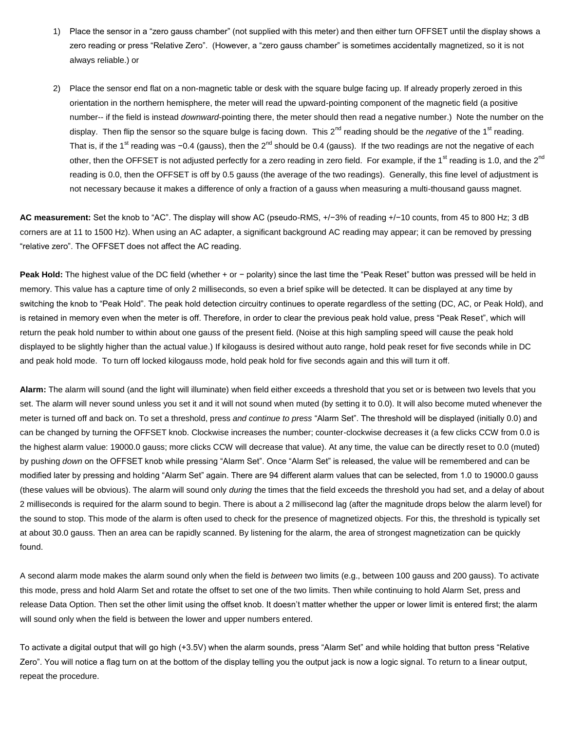1) Place the sensor in a "zero gauss chamber" (not supplied with this meter) and then either turn OFFSET until the display shows a zero reading or press "Relative Zero". (However, a "zero gauss chamber" is sometimes accidentally magnetized, so it is not always reliable.) or

2) Place the sensor end flat on a non-magnetic table or desk with the square bulge facing up. If already properly zeroed in this orientation in the northern hemisphere, the meter will read the upward-pointing component of the magnetic field (a positive number-- if the field is instead *downward*-pointing there, the meter should then read a negative number.) Note the number on the display. Then flip the sensor so the square bulge is facing down. This 2nd reading should be the *negative* of the 1st reading. That is, if the 1st reading was −0.4 (gauss), then the 2nd should be 0.4 (gauss). If the two readings are not the negative of each other, then the OFFSET is not adjusted perfectly for a zero reading in zero field. For example, if the 1st reading is 1.0, and the 2nd reading is 0.0, then the OFFSET is off by 0.5 gauss (the average of the two readings). Generally, this fine level of adjustment is not necessary because it makes a difference of only a fraction of a gauss when measuring a multi-thousand gauss magnet.

**AC measurement:** Set the knob to "AC". The display will show AC (pseudo-RMS, +/−3% of reading +/−10 counts, from 45 to 800 Hz; 3 dB corners are at 11 to 1500 Hz). When using an AC adapter, a significant background AC reading may appear; it can be removed by pressing "relative zero". The OFFSET does not affect the AC reading.

**Peak Hold:** The highest value of the DC field (whether + or − polarity) since the last time the "Peak Reset" button was pressed will be held in memory. This value has a capture time of only 2 milliseconds, so even a brief spike will be detected. It can be displayed at any time by switching the knob to "Peak Hold". The peak hold detection circuitry continues to operate regardless of the setting (DC, AC, or Peak Hold), and is retained in memory even when the meter is off. Therefore, in order to clear the previous peak hold value, press "Peak Reset", which will return the peak hold number to within about one gauss of the present field. (Noise at this high sampling speed will cause the peak hold displayed to be slightly higher than the actual value.) If kilogauss is desired without auto range, hold peak reset for five seconds while in DC and peak hold mode. To turn off locked kilogauss mode, hold peak hold for five seconds again and this will turn it off.

**Alarm:** The alarm will sound (and the light will illuminate) when field either exceeds a threshold that you set or is between two levels that you set. The alarm will never sound unless you set it and it will not sound when muted (by setting it to 0.0). It will also become muted whenever the meter is turned off and back on. To set a threshold, press *and continue to press* "Alarm Set". The threshold will be displayed (initially 0.0) and can be changed by turning the OFFSET knob. Clockwise increases the number; counter-clockwise decreases it (a few clicks CCW from 0.0 is the highest alarm value: 19000.0 gauss; more clicks CCW will decrease that value). At any time, the value can be directly reset to 0.0 (muted) by pushing *down* on the OFFSET knob while pressing "Alarm Set". Once "Alarm Set" is released, the value will be remembered and can be modified later by pressing and holding "Alarm Set" again. There are 94 different alarm values that can be selected, from 1.0 to 19000.0 gauss (these values will be obvious). The alarm will sound only *during* the times that the field exceeds the threshold you had set, and a delay of about 2 milliseconds is required for the alarm sound to begin. There is about a 2 millisecond lag (after the magnitude drops below the alarm level) for the sound to stop. This mode of the alarm is often used to check for the presence of magnetized objects. For this, the threshold is typically set at about 30.0 gauss. Then an area can be rapidly scanned. By listening for the alarm, the area of strongest magnetization can be quickly found.

A second alarm mode makes the alarm sound only when the field is *between* two limits (e.g., between 100 gauss and 200 gauss). To activate this mode, press and hold Alarm Set and rotate the offset to set one of the two limits. Then while continuing to hold Alarm Set, press and release Data Option. Then set the other limit using the offset knob. It doesn't matter whether the upper or lower limit is entered first; the alarm will sound only when the field is between the lower and upper numbers entered.

To activate a digital output that will go high (+3.5V) when the alarm sounds, press "Alarm Set" and while holding that button press "Relative Zero". You will notice a flag turn on at the bottom of the display telling you the output jack is now a logic signal. To return to a linear output, repeat the procedure.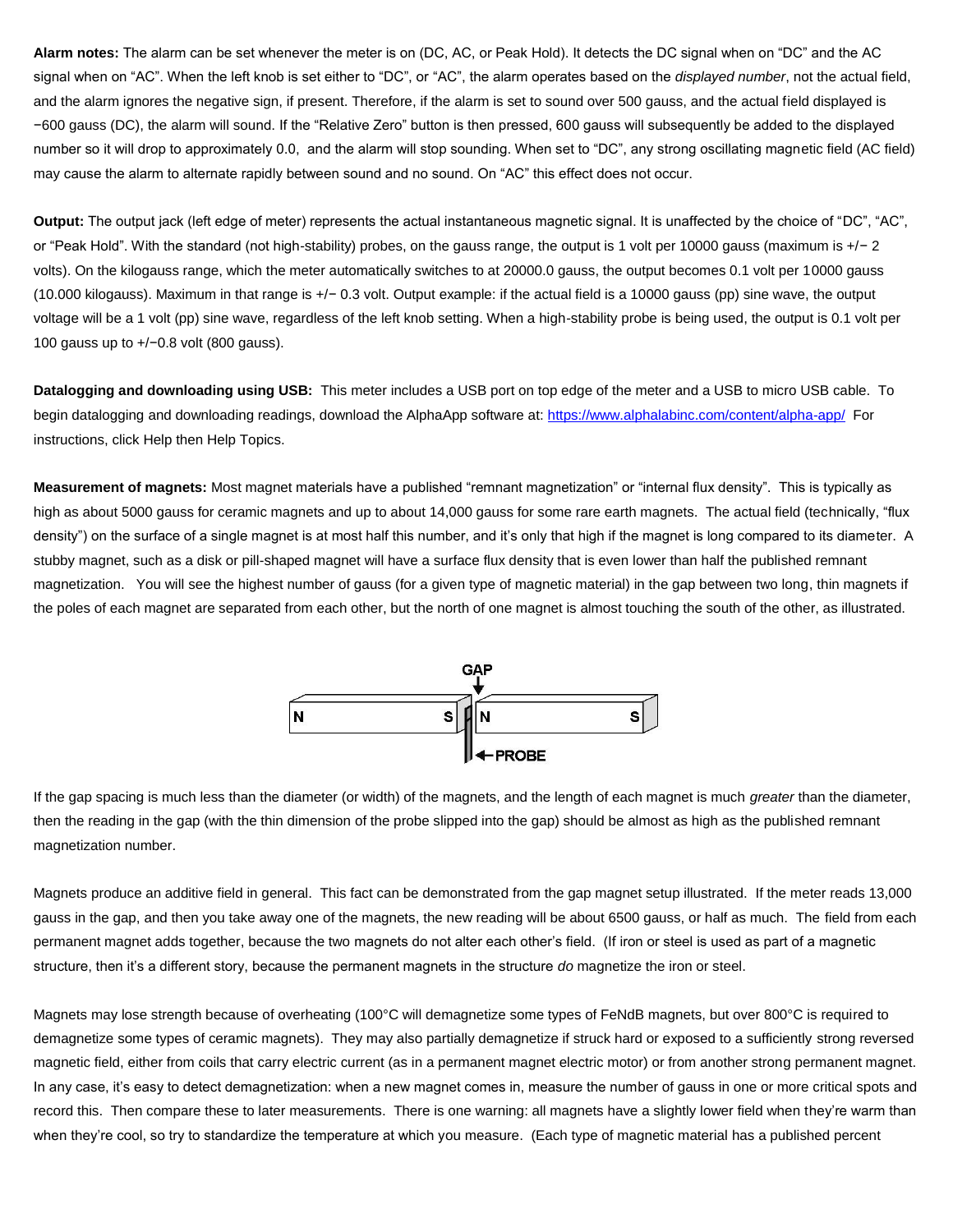**Alarm notes:** The alarm can be set whenever the meter is on (DC, AC, or Peak Hold). It detects the DC signal when on "DC" and the AC signal when on "AC". When the left knob is set either to "DC", or "AC", the alarm operates based on the *displayed number*, not the actual field, and the alarm ignores the negative sign, if present. Therefore, if the alarm is set to sound over 500 gauss, and the actual field displayed is −600 gauss (DC), the alarm will sound. If the "Relative Zero" button is then pressed, 600 gauss will subsequently be added to the displayed number so it will drop to approximately 0.0, and the alarm will stop sounding. When set to "DC", any strong oscillating magnetic field (AC field) may cause the alarm to alternate rapidly between sound and no sound. On "AC" this effect does not occur.

**Output:** The output jack (left edge of meter) represents the actual instantaneous magnetic signal. It is unaffected by the choice of "DC", "AC", or "Peak Hold". With the standard (not high-stability) probes, on the gauss range, the output is 1 volt per 10000 gauss (maximum is +/− 2 volts). On the kilogauss range, which the meter automatically switches to at 20000.0 gauss, the output becomes 0.1 volt per 10000 gauss (10.000 kilogauss). Maximum in that range is +/− 0.3 volt. Output example: if the actual field is a 10000 gauss (pp) sine wave, the output voltage will be a 1 volt (pp) sine wave, regardless of the left knob setting. When a high-stability probe is being used, the output is 0.1 volt per 100 gauss up to +/−0.8 volt (800 gauss).

**Datalogging and downloading using USB:** This meter includes a USB port on top edge of the meter and a USB to micro USB cable. To begin datalogging and downloading readings, download the AlphaApp software at: https://www.alphalabinc.com/content/alpha-app/ For instructions, click Help then Help Topics.

**Measurement of magnets:** Most magnet materials have a published "remnant magnetization" or "internal flux density". This is typically as high as about 5000 gauss for ceramic magnets and up to about 14,000 gauss for some rare earth magnets. The actual field (technically, "flux density") on the surface of a single magnet is at most half this number, and it's only that high if the magnet is long compared to its diameter. A stubby magnet, such as a disk or pill-shaped magnet will have a surface flux density that is even lower than half the published remnant magnetization. You will see the highest number of gauss (for a given type of magnetic material) in the gap between two long, thin magnets if the poles of each magnet are separated from each other, but the north of one magnet is almost touching the south of the other, as illustrated.

GAP

N S | N S

PROBE

If the gap spacing is much less than the diameter (or width) of the magnets, and the length of each magnet is much *greater* than the diameter, then the reading in the gap (with the thin dimension of the probe slipped into the gap) should be almost as high as the published remnant magnetization number.

Magnets produce an additive field in general. This fact can be demonstrated from the gap magnet setup illustrated. If the meter reads 13,000 gauss in the gap, and then you take away one of the magnets, the new reading will be about 6500 gauss, or half as much. The field from each permanent magnet adds together, because the two magnets do not alter each other's field. (If iron or steel is used as part of a magnetic structure, then it's a different story, because the permanent magnets in the structure *do* magnetize the iron or steel.

Magnets may lose strength because of overheating (100°C will demagnetize some types of FeNdB magnets, but over 800°C is required to demagnetize some types of ceramic magnets). They may also partially demagnetize if struck hard or exposed to a sufficiently strong reversed magnetic field, either from coils that carry electric current (as in a permanent magnet electric motor) or from another strong permanent magnet. In any case, it's easy to detect demagnetization: when a new magnet comes in, measure the number of gauss in one or more critical spots and record this. Then compare these to later measurements. There is one warning: all magnets have a slightly lower field when they're warm than when they're cool, so try to standardize the temperature at which you measure. (Each type of magnetic material has a published percent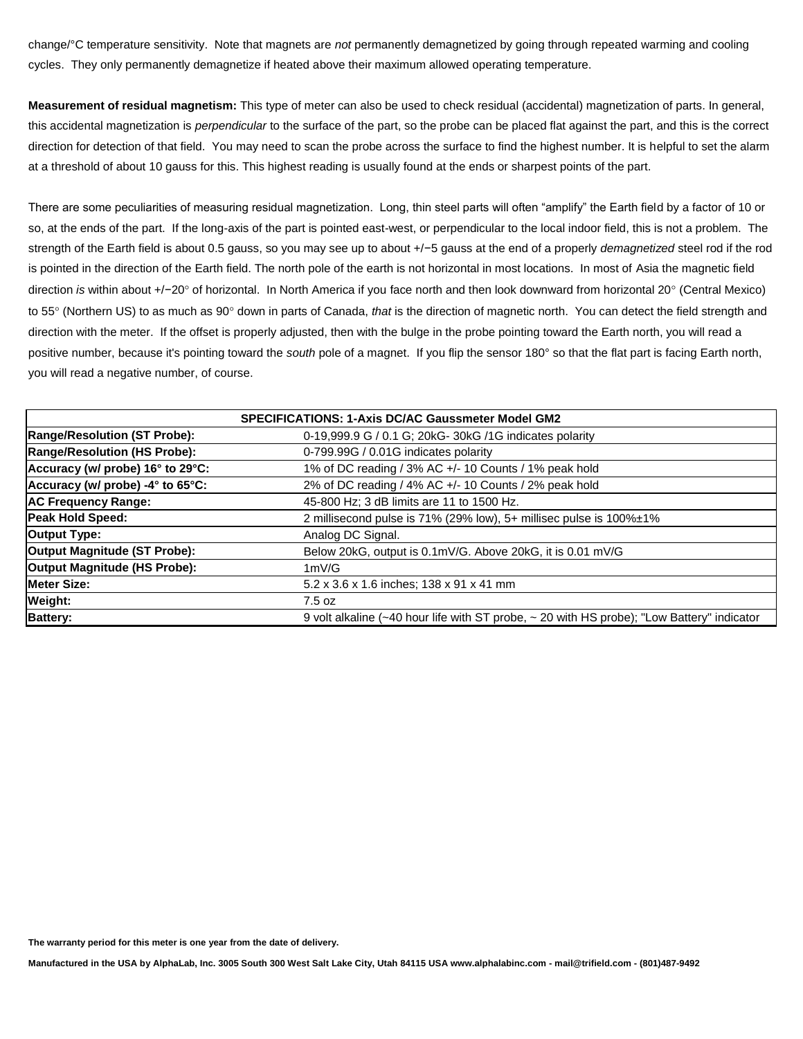change/°C temperature sensitivity.  Note that magnets are *not* permanently demagnetized by going through repeated warming and cooling cycles.  They only permanently demagnetize if heated above their maximum allowed operating temperature.

**Measurement of residual magnetism:** This type of meter can also be used to check residual (accidental) magnetization of parts. In general, this accidental magnetization is *perpendicular* to the surface of the part, so the probe can be placed flat against the part, and this is the correct direction for detection of that field.  You may need to scan the probe across the surface to find the highest number. It is helpful to set the alarm at a threshold of about 10 gauss for this. This highest reading is usually found at the ends or sharpest points of the part.

There are some peculiarities of measuring residual magnetization.  Long, thin steel parts will often "amplify" the Earth field by a factor of 10 or so, at the ends of the part.  If the long-axis of the part is pointed east-west, or perpendicular to the local indoor field, this is not a problem.  The strength of the Earth field is about 0.5 gauss, so you may see up to about +/−5 gauss at the end of a properly *demagnetized* steel rod if the rod is pointed in the direction of the Earth field. The north pole of the earth is not horizontal in most locations.  In most of Asia the magnetic field direction *is* within about +/−20° of horizontal.  In North America if you face north and then look downward from horizontal 20° (Central Mexico) to 55° (Northern US) to as much as 90° down in parts of Canada, *that* is the direction of magnetic north.  You can detect the field strength and direction with the meter.  If the offset is properly adjusted, then with the bulge in the probe pointing toward the Earth north, you will read a positive number, because it's pointing toward the *south* pole of a magnet.  If you flip the sensor 180° so that the flat part is facing Earth north, you will read a negative number, of course.

| SPECIFICATIONS: 1-Axis DC/AC Gaussmeter Model GM2 | |
|---|---|
| **Range/Resolution (ST Probe):** | 0-19,999.9 G / 0.1 G; 20kG- 30kG /1G indicates polarity |
| **Range/Resolution (HS Probe):** | 0-799.99G / 0.01G indicates polarity |
| **Accuracy (w/ probe) 16° to 29°C:** | 1% of DC reading / 3% AC +/- 10 Counts / 1% peak hold |
| **Accuracy (w/ probe) -4° to 65°C:** | 2% of DC reading / 4% AC +/- 10 Counts / 2% peak hold |
| **AC Frequency Range:** | 45-800 Hz; 3 dB limits are 11 to 1500 Hz. |
| **Peak Hold Speed:** | 2 millisecond pulse is 71% (29% low), 5+ millisec pulse is 100%±1% |
| **Output Type:** | Analog DC Signal. |
| **Output Magnitude (ST Probe):** | Below 20kG, output is 0.1mV/G. Above 20kG, it is 0.01 mV/G |
| **Output Magnitude (HS Probe):** | 1mV/G |
| **Meter Size:** | 5.2 x 3.6 x 1.6 inches; 138 x 91 x 41 mm |
| **Weight:** | 7.5 oz |
| **Battery:** | 9 volt alkaline (~40 hour life with ST probe, ~ 20 with HS probe); "Low Battery" indicator |

**The warranty period for this meter is one year from the date of delivery.**

**Manufactured in the USA by AlphaLab, Inc. 3005 South 300 West Salt Lake City, Utah 84115 USA www.alphalabinc.com - mail@trifield.com - (801)487-9492**